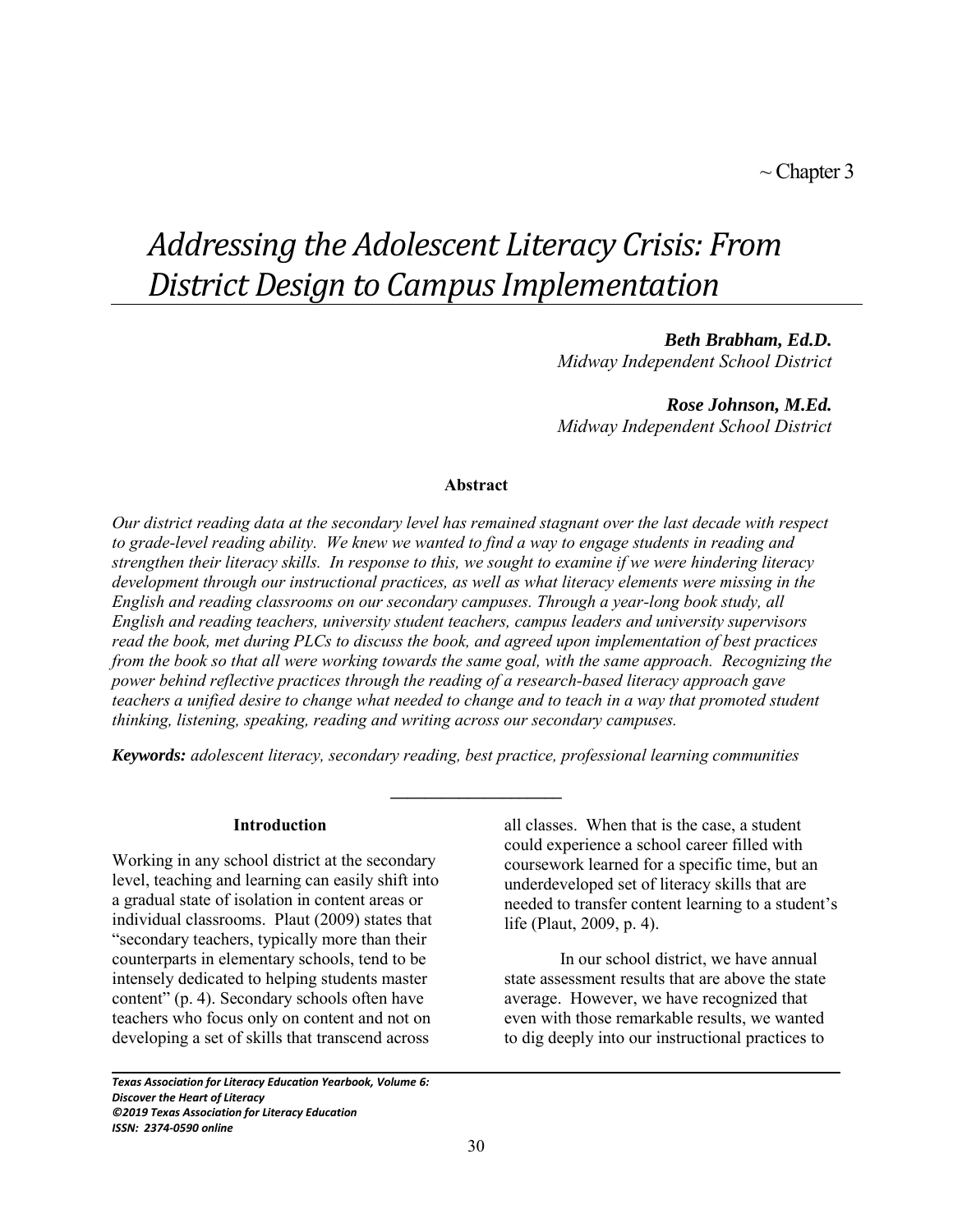~ Chapter 3

# *Addressing the Adolescent Literacy Crisis: From District Design to Campus Implementation*

***Beth Brabham, Ed.D.***
*Midway Independent School District*

***Rose Johnson, M.Ed.***
*Midway Independent School District*

### Abstract

*Our district reading data at the secondary level has remained stagnant over the last decade with respect to grade-level reading ability. We knew we wanted to find a way to engage students in reading and strengthen their literacy skills. In response to this, we sought to examine if we were hindering literacy development through our instructional practices, as well as what literacy elements were missing in the English and reading classrooms on our secondary campuses. Through a year-long book study, all English and reading teachers, university student teachers, campus leaders and university supervisors read the book, met during PLCs to discuss the book, and agreed upon implementation of best practices from the book so that all were working towards the same goal, with the same approach. Recognizing the power behind reflective practices through the reading of a research-based literacy approach gave teachers a unified desire to change what needed to change and to teach in a way that promoted student thinking, listening, speaking, reading and writing across our secondary campuses.*

***Keywords:*** *adolescent literacy, secondary reading, best practice, professional learning communities*

---

### Introduction

Working in any school district at the secondary level, teaching and learning can easily shift into a gradual state of isolation in content areas or individual classrooms. Plaut (2009) states that "secondary teachers, typically more than their counterparts in elementary schools, tend to be intensely dedicated to helping students master content" (p. 4). Secondary schools often have teachers who focus only on content and not on developing a set of skills that transcend across all classes. When that is the case, a student could experience a school career filled with coursework learned for a specific time, but an underdeveloped set of literacy skills that are needed to transfer content learning to a student's life (Plaut, 2009, p. 4).

In our school district, we have annual state assessment results that are above the state average. However, we have recognized that even with those remarkable results, we wanted to dig deeply into our instructional practices to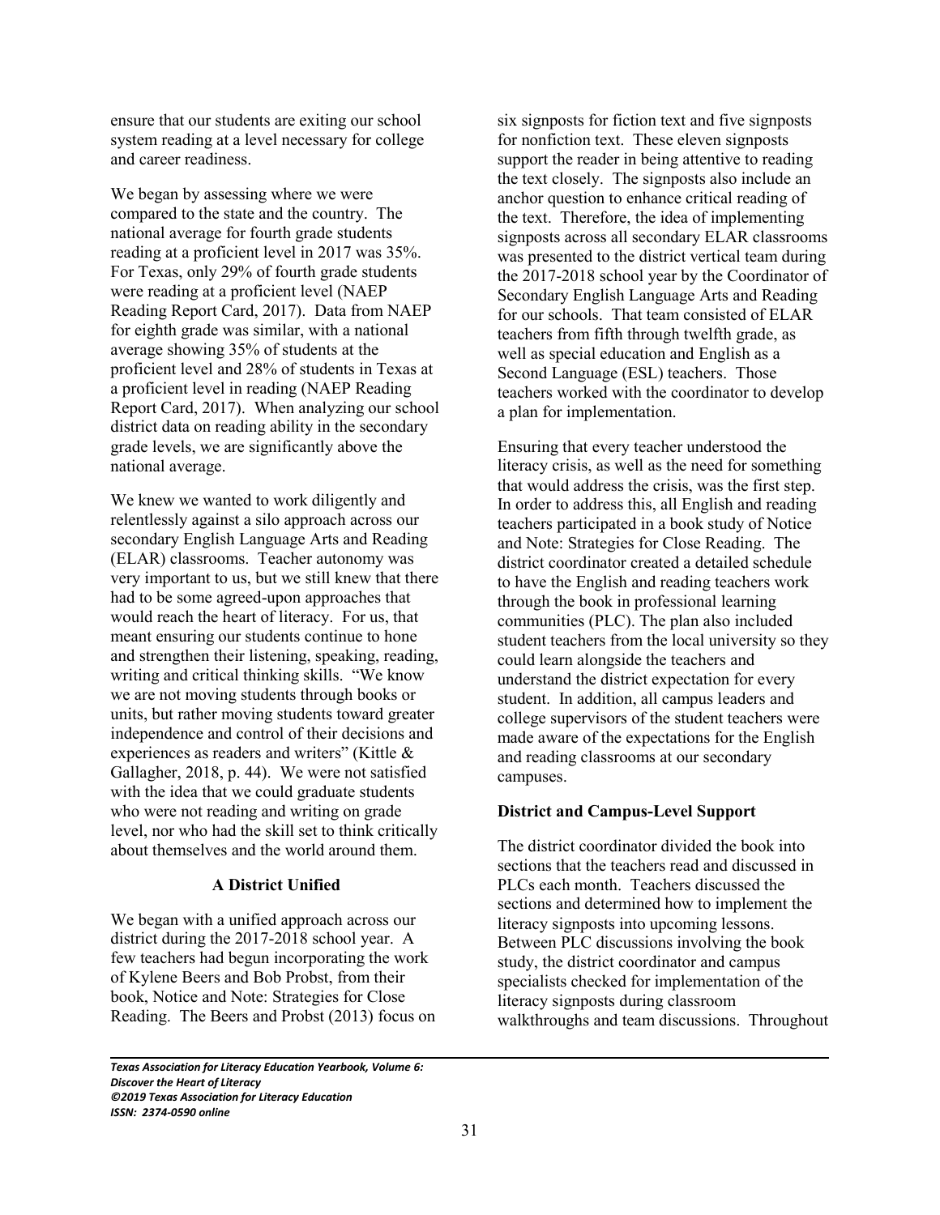ensure that our students are exiting our school system reading at a level necessary for college and career readiness.

We began by assessing where we were compared to the state and the country. The national average for fourth grade students reading at a proficient level in 2017 was 35%. For Texas, only 29% of fourth grade students were reading at a proficient level (NAEP Reading Report Card, 2017). Data from NAEP for eighth grade was similar, with a national average showing 35% of students at the proficient level and 28% of students in Texas at a proficient level in reading (NAEP Reading Report Card, 2017). When analyzing our school district data on reading ability in the secondary grade levels, we are significantly above the national average.

We knew we wanted to work diligently and relentlessly against a silo approach across our secondary English Language Arts and Reading (ELAR) classrooms. Teacher autonomy was very important to us, but we still knew that there had to be some agreed-upon approaches that would reach the heart of literacy. For us, that meant ensuring our students continue to hone and strengthen their listening, speaking, reading, writing and critical thinking skills. "We know we are not moving students through books or units, but rather moving students toward greater independence and control of their decisions and experiences as readers and writers" (Kittle & Gallagher, 2018, p. 44). We were not satisfied with the idea that we could graduate students who were not reading and writing on grade level, nor who had the skill set to think critically about themselves and the world around them.

## A District Unified

We began with a unified approach across our district during the 2017-2018 school year. A few teachers had begun incorporating the work of Kylene Beers and Bob Probst, from their book, Notice and Note: Strategies for Close Reading. The Beers and Probst (2013) focus on six signposts for fiction text and five signposts for nonfiction text. These eleven signposts support the reader in being attentive to reading the text closely. The signposts also include an anchor question to enhance critical reading of the text. Therefore, the idea of implementing signposts across all secondary ELAR classrooms was presented to the district vertical team during the 2017-2018 school year by the Coordinator of Secondary English Language Arts and Reading for our schools. That team consisted of ELAR teachers from fifth through twelfth grade, as well as special education and English as a Second Language (ESL) teachers. Those teachers worked with the coordinator to develop a plan for implementation.

Ensuring that every teacher understood the literacy crisis, as well as the need for something that would address the crisis, was the first step. In order to address this, all English and reading teachers participated in a book study of Notice and Note: Strategies for Close Reading. The district coordinator created a detailed schedule to have the English and reading teachers work through the book in professional learning communities (PLC). The plan also included student teachers from the local university so they could learn alongside the teachers and understand the district expectation for every student. In addition, all campus leaders and college supervisors of the student teachers were made aware of the expectations for the English and reading classrooms at our secondary campuses.

### District and Campus-Level Support

The district coordinator divided the book into sections that the teachers read and discussed in PLCs each month. Teachers discussed the sections and determined how to implement the literacy signposts into upcoming lessons. Between PLC discussions involving the book study, the district coordinator and campus specialists checked for implementation of the literacy signposts during classroom walkthroughs and team discussions. Throughout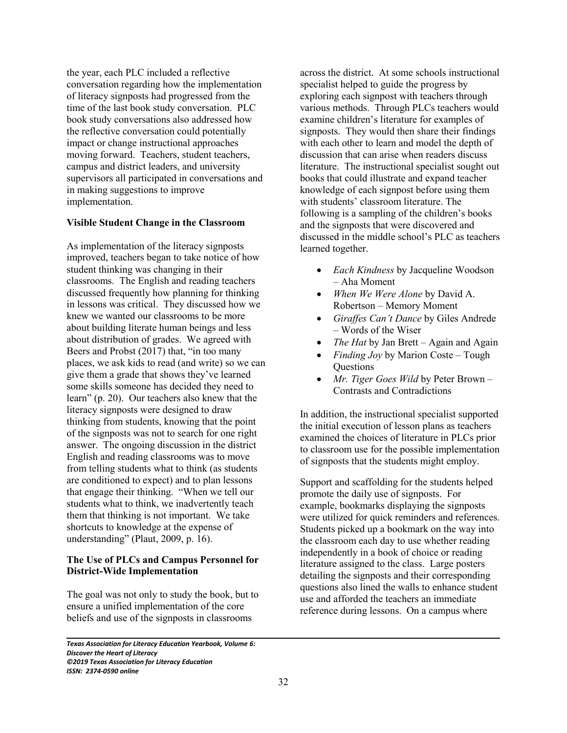the year, each PLC included a reflective conversation regarding how the implementation of literacy signposts had progressed from the time of the last book study conversation. PLC book study conversations also addressed how the reflective conversation could potentially impact or change instructional approaches moving forward. Teachers, student teachers, campus and district leaders, and university supervisors all participated in conversations and in making suggestions to improve implementation.

**Visible Student Change in the Classroom**

As implementation of the literacy signposts improved, teachers began to take notice of how student thinking was changing in their classrooms. The English and reading teachers discussed frequently how planning for thinking in lessons was critical. They discussed how we knew we wanted our classrooms to be more about building literate human beings and less about distribution of grades. We agreed with Beers and Probst (2017) that, "in too many places, we ask kids to read (and write) so we can give them a grade that shows they've learned some skills someone has decided they need to learn" (p. 20). Our teachers also knew that the literacy signposts were designed to draw thinking from students, knowing that the point of the signposts was not to search for one right answer. The ongoing discussion in the district English and reading classrooms was to move from telling students what to think (as students are conditioned to expect) and to plan lessons that engage their thinking. "When we tell our students what to think, we inadvertently teach them that thinking is not important. We take shortcuts to knowledge at the expense of understanding" (Plaut, 2009, p. 16).

**The Use of PLCs and Campus Personnel for District-Wide Implementation**

The goal was not only to study the book, but to ensure a unified implementation of the core beliefs and use of the signposts in classrooms across the district. At some schools instructional specialist helped to guide the progress by exploring each signpost with teachers through various methods. Through PLCs teachers would examine children's literature for examples of signposts. They would then share their findings with each other to learn and model the depth of discussion that can arise when readers discuss literature. The instructional specialist sought out books that could illustrate and expand teacher knowledge of each signpost before using them with students' classroom literature. The following is a sampling of the children's books and the signposts that were discovered and discussed in the middle school's PLC as teachers learned together.

- *Each Kindness* by Jacqueline Woodson – Aha Moment
- *When We Were Alone* by David A. Robertson – Memory Moment
- *Giraffes Can't Dance* by Giles Andrede – Words of the Wiser
- *The Hat* by Jan Brett – Again and Again
- *Finding Joy* by Marion Coste – Tough Questions
- *Mr. Tiger Goes Wild* by Peter Brown – Contrasts and Contradictions

In addition, the instructional specialist supported the initial execution of lesson plans as teachers examined the choices of literature in PLCs prior to classroom use for the possible implementation of signposts that the students might employ.

Support and scaffolding for the students helped promote the daily use of signposts. For example, bookmarks displaying the signposts were utilized for quick reminders and references. Students picked up a bookmark on the way into the classroom each day to use whether reading independently in a book of choice or reading literature assigned to the class. Large posters detailing the signposts and their corresponding questions also lined the walls to enhance student use and afforded the teachers an immediate reference during lessons. On a campus where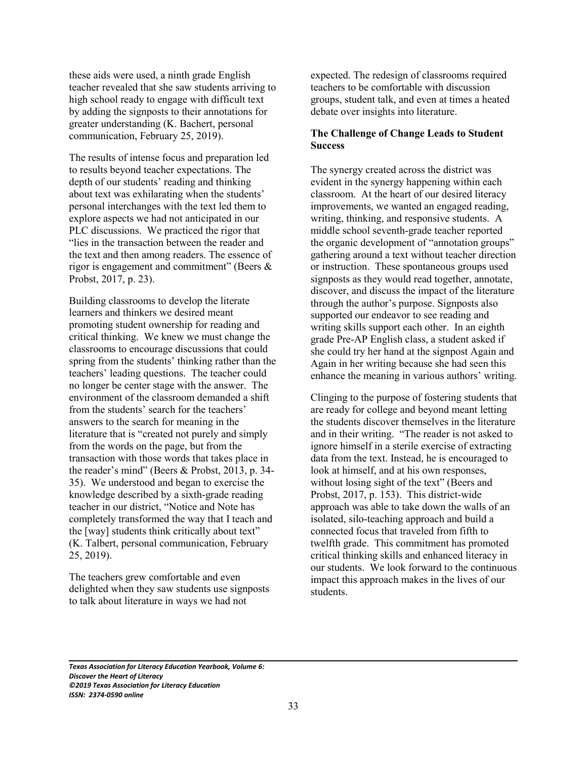these aids were used, a ninth grade English teacher revealed that she saw students arriving to high school ready to engage with difficult text by adding the signposts to their annotations for greater understanding (K. Bachert, personal communication, February 25, 2019).

The results of intense focus and preparation led to results beyond teacher expectations. The depth of our students' reading and thinking about text was exhilarating when the students' personal interchanges with the text led them to explore aspects we had not anticipated in our PLC discussions. We practiced the rigor that "lies in the transaction between the reader and the text and then among readers. The essence of rigor is engagement and commitment" (Beers & Probst, 2017, p. 23).

Building classrooms to develop the literate learners and thinkers we desired meant promoting student ownership for reading and critical thinking. We knew we must change the classrooms to encourage discussions that could spring from the students' thinking rather than the teachers' leading questions. The teacher could no longer be center stage with the answer. The environment of the classroom demanded a shift from the students' search for the teachers' answers to the search for meaning in the literature that is "created not purely and simply from the words on the page, but from the transaction with those words that takes place in the reader's mind" (Beers & Probst, 2013, p. 34-35). We understood and began to exercise the knowledge described by a sixth-grade reading teacher in our district, "Notice and Note has completely transformed the way that I teach and the [way] students think critically about text" (K. Talbert, personal communication, February 25, 2019).

The teachers grew comfortable and even delighted when they saw students use signposts to talk about literature in ways we had not expected. The redesign of classrooms required teachers to be comfortable with discussion groups, student talk, and even at times a heated debate over insights into literature.

### The Challenge of Change Leads to Student Success

The synergy created across the district was evident in the synergy happening within each classroom. At the heart of our desired literacy improvements, we wanted an engaged reading, writing, thinking, and responsive students. A middle school seventh-grade teacher reported the organic development of "annotation groups" gathering around a text without teacher direction or instruction. These spontaneous groups used signposts as they would read together, annotate, discover, and discuss the impact of the literature through the author's purpose. Signposts also supported our endeavor to see reading and writing skills support each other. In an eighth grade Pre-AP English class, a student asked if she could try her hand at the signpost Again and Again in her writing because she had seen this enhance the meaning in various authors' writing.

Clinging to the purpose of fostering students that are ready for college and beyond meant letting the students discover themselves in the literature and in their writing. "The reader is not asked to ignore himself in a sterile exercise of extracting data from the text. Instead, he is encouraged to look at himself, and at his own responses, without losing sight of the text" (Beers and Probst, 2017, p. 153). This district-wide approach was able to take down the walls of an isolated, silo-teaching approach and build a connected focus that traveled from fifth to twelfth grade. This commitment has promoted critical thinking skills and enhanced literacy in our students. We look forward to the continuous impact this approach makes in the lives of our students.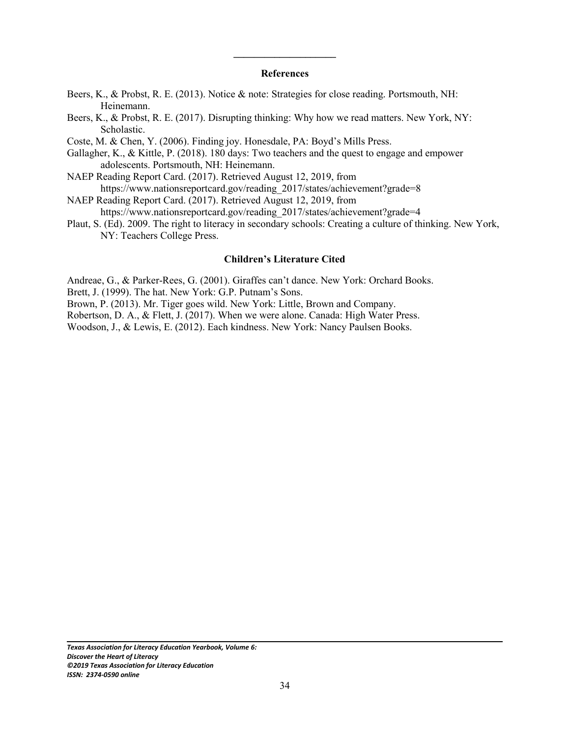## References

Beers, K., & Probst, R. E. (2013). Notice & note: Strategies for close reading. Portsmouth, NH: Heinemann.

Beers, K., & Probst, R. E. (2017). Disrupting thinking: Why how we read matters. New York, NY: Scholastic.

Coste, M. & Chen, Y. (2006). Finding joy. Honesdale, PA: Boyd's Mills Press.

Gallagher, K., & Kittle, P. (2018). 180 days: Two teachers and the quest to engage and empower adolescents. Portsmouth, NH: Heinemann.

NAEP Reading Report Card. (2017). Retrieved August 12, 2019, from https://www.nationsreportcard.gov/reading_2017/states/achievement?grade=8

NAEP Reading Report Card. (2017). Retrieved August 12, 2019, from https://www.nationsreportcard.gov/reading_2017/states/achievement?grade=4

Plaut, S. (Ed). 2009. The right to literacy in secondary schools: Creating a culture of thinking. New York, NY: Teachers College Press.

## Children's Literature Cited

Andreae, G., & Parker-Rees, G. (2001). Giraffes can't dance. New York: Orchard Books.

Brett, J. (1999). The hat. New York: G.P. Putnam's Sons.

Brown, P. (2013). Mr. Tiger goes wild. New York: Little, Brown and Company.

Robertson, D. A., & Flett, J. (2017). When we were alone. Canada: High Water Press.

Woodson, J., & Lewis, E. (2012). Each kindness. New York: Nancy Paulsen Books.